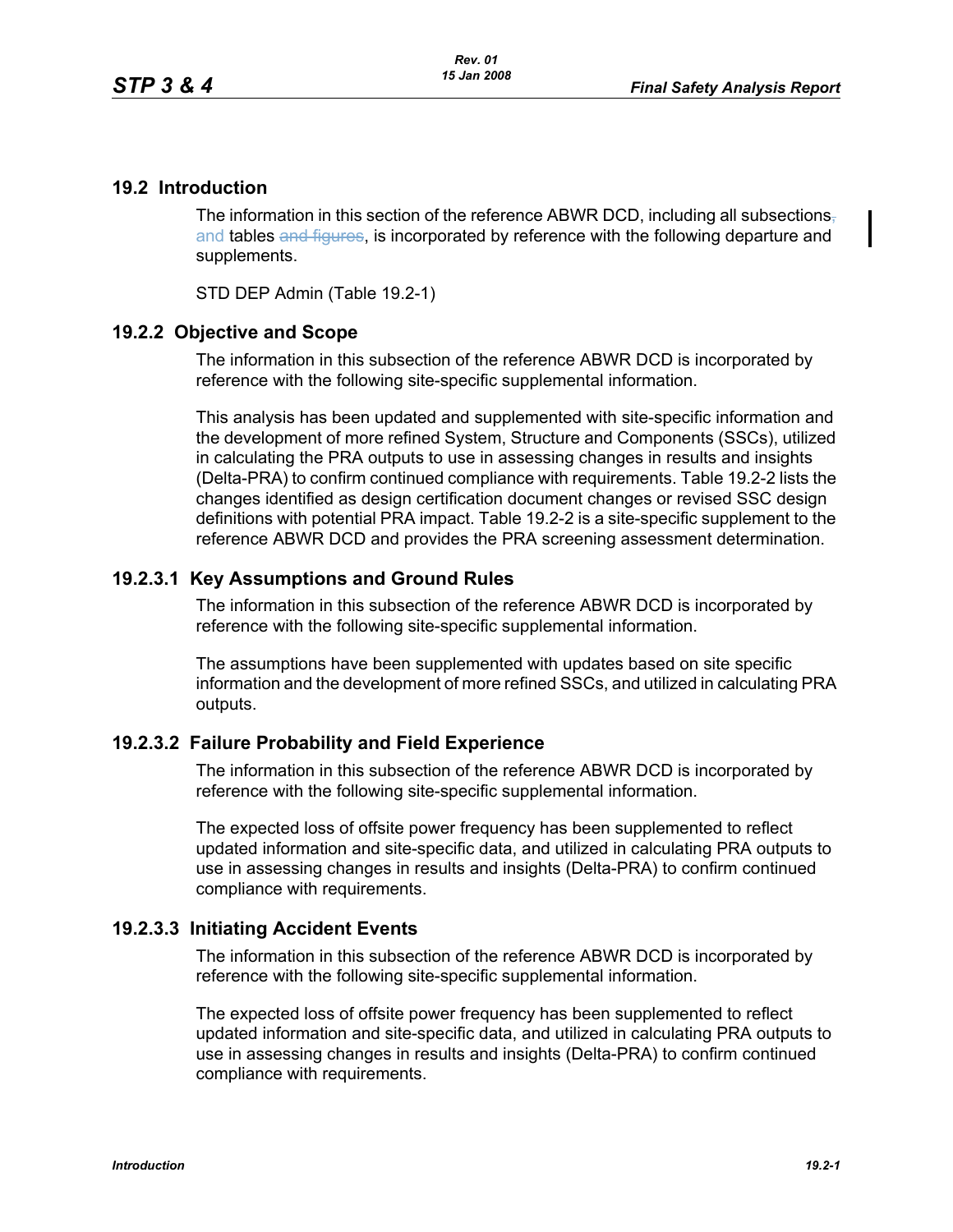## 19.2 Introduction

The information in this section of the reference ABWR DCD, including all subsections, and tables and figures, is incorporated by reference with the following departure and supplements.

STD DEP Admin (Table 19.2-1)

### 19.2.2 Objective and Scope

The information in this subsection of the reference ABWR DCD is incorporated by reference with the following site-specific supplemental information.

This analysis has been updated and supplemented with site-specific information and the development of more refined System, Structure and Components (SSCs), utilized in calculating the PRA outputs to use in assessing changes in results and insights (Delta-PRA) to confirm continued compliance with requirements. Table 19.2-2 lists the changes identified as design certification document changes or revised SSC design definitions with potential PRA impact. Table 19.2-2 is a site-specific supplement to the reference ABWR DCD and provides the PRA screening assessment determination.

#### 19.2.3.1 Key Assumptions and Ground Rules

The information in this subsection of the reference ABWR DCD is incorporated by reference with the following site-specific supplemental information.

The assumptions have been supplemented with updates based on site specific information and the development of more refined SSCs, and utilized in calculating PRA outputs.

#### 19.2.3.2 Failure Probability and Field Experience

The information in this subsection of the reference ABWR DCD is incorporated by reference with the following site-specific supplemental information.

The expected loss of offsite power frequency has been supplemented to reflect updated information and site-specific data, and utilized in calculating PRA outputs to use in assessing changes in results and insights (Delta-PRA) to confirm continued compliance with requirements.

#### 19.2.3.3 Initiating Accident Events

The information in this subsection of the reference ABWR DCD is incorporated by reference with the following site-specific supplemental information.

The expected loss of offsite power frequency has been supplemented to reflect updated information and site-specific data, and utilized in calculating PRA outputs to use in assessing changes in results and insights (Delta-PRA) to confirm continued compliance with requirements.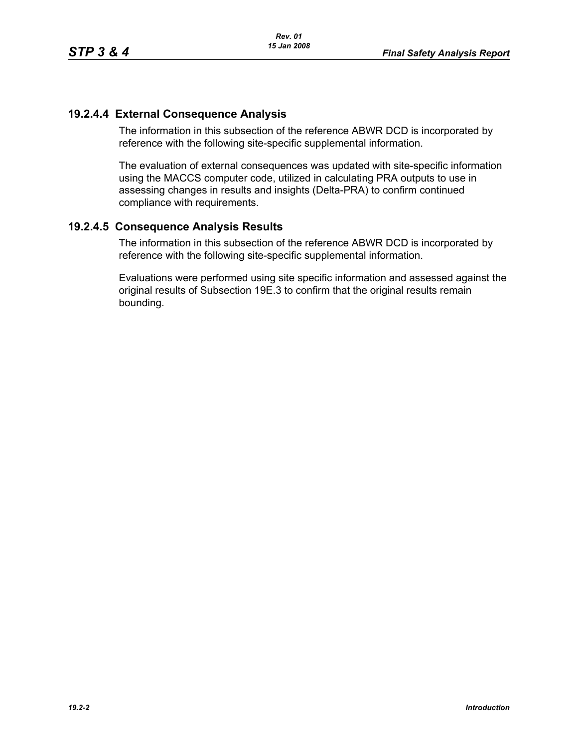### 19.2.4.4 External Consequence Analysis

The information in this subsection of the reference ABWR DCD is incorporated by reference with the following site-specific supplemental information.

The evaluation of external consequences was updated with site-specific information using the MACCS computer code, utilized in calculating PRA outputs to use in assessing changes in results and insights (Delta-PRA) to confirm continued compliance with requirements.

### 19.2.4.5 Consequence Analysis Results

The information in this subsection of the reference ABWR DCD is incorporated by reference with the following site-specific supplemental information.

Evaluations were performed using site specific information and assessed against the original results of Subsection 19E.3 to confirm that the original results remain bounding.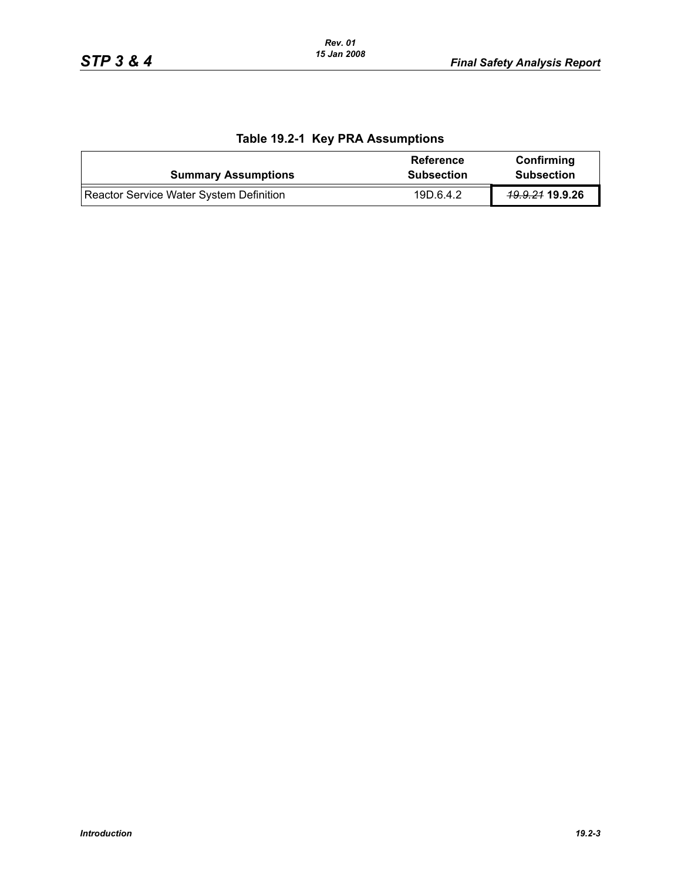**Table 19.2-1 Key PRA Assumptions**

| Summary Assumptions | Reference Subsection | Confirming Subsection |
|---|---|---|
| Reactor Service Water System Definition | 19D.6.4.2 | ~~*19.9.21*~~ **19.9.26** |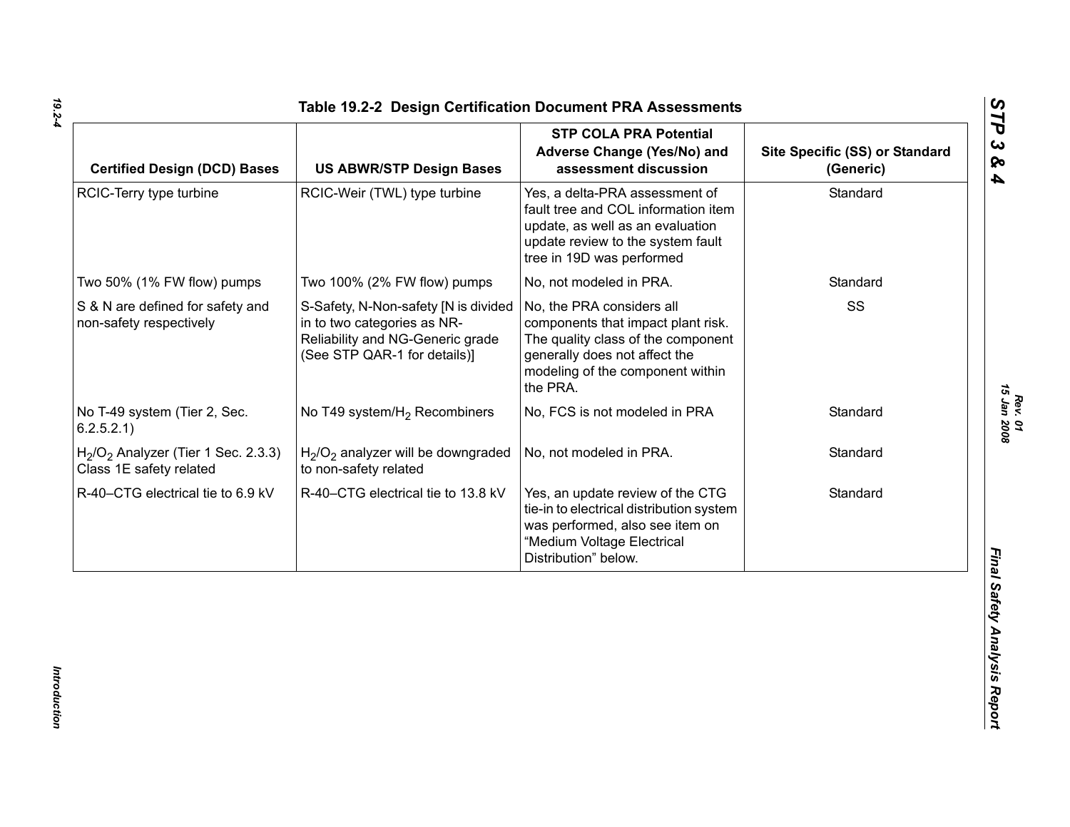### Table 19.2-2 Design Certification Document PRA Assessments

| Certified Design (DCD) Bases | US ABWR/STP Design Bases | STP COLA PRA Potential Adverse Change (Yes/No) and assessment discussion | Site Specific (SS) or Standard (Generic) |
|---|---|---|---|
| RCIC-Terry type turbine | RCIC-Weir (TWL) type turbine | Yes, a delta-PRA assessment of fault tree and COL information item update, as well as an evaluation update review to the system fault tree in 19D was performed | Standard |
| Two 50% (1% FW flow) pumps | Two 100% (2% FW flow) pumps | No, not modeled in PRA. | Standard |
| S & N are defined for safety and non-safety respectively | S-Safety, N-Non-safety [N is divided in to two categories as NR-Reliability and NG-Generic grade (See STP QAR-1 for details)] | No, the PRA considers all components that impact plant risk. The quality class of the component generally does not affect the modeling of the component within the PRA. | SS |
| No T-49 system (Tier 2, Sec. 6.2.5.2.1) | No T49 system/$H_2$ Recombiners | No, FCS is not modeled in PRA | Standard |
| $H_2/O_2$ Analyzer (Tier 1 Sec. 2.3.3) Class 1E safety related | $H_2/O_2$ analyzer will be downgraded to non-safety related | No, not modeled in PRA. | Standard |
| R-40–CTG electrical tie to 6.9 kV | R-40–CTG electrical tie to 13.8 kV | Yes, an update review of the CTG tie-in to electrical distribution system was performed, also see item on "Medium Voltage Electrical Distribution" below. | Standard |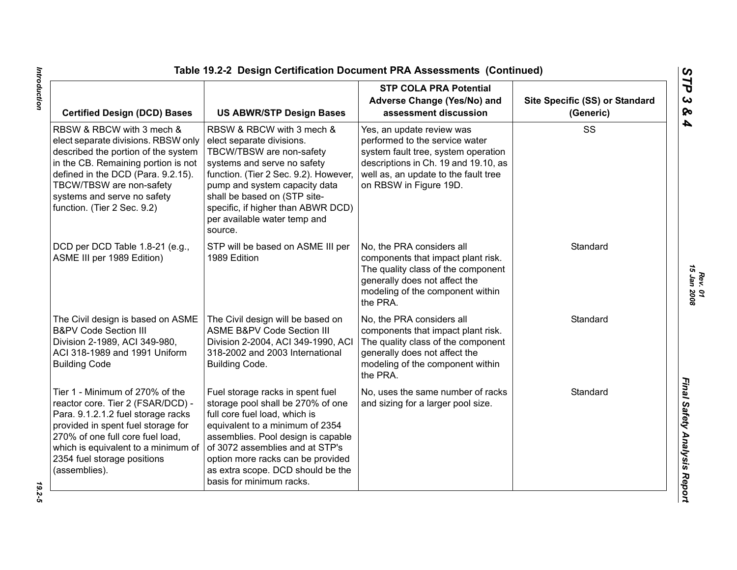**Table 19.2-2 Design Certification Document PRA Assessments (Continued)**

| Certified Design (DCD) Bases | US ABWR/STP Design Bases | STP COLA PRA Potential Adverse Change (Yes/No) and assessment discussion | Site Specific (SS) or Standard (Generic) |
|---|---|---|---|
| RBSW & RBCW with 3 mech & elect separate divisions. RBSW only described the portion of the system in the CB. Remaining portion is not defined in the DCD (Para. 9.2.15). TBCW/TBSW are non-safety systems and serve no safety function. (Tier 2 Sec. 9.2) | RBSW & RBCW with 3 mech & elect separate divisions. TBCW/TBSW are non-safety systems and serve no safety function. (Tier 2 Sec. 9.2). However, pump and system capacity data shall be based on (STP site-specific, if higher than ABWR DCD) per available water temp and source. | Yes, an update review was performed to the service water system fault tree, system operation descriptions in Ch. 19 and 19.10, as well as, an update to the fault tree on RBSW in Figure 19D. | SS |
| DCD per DCD Table 1.8-21 (e.g., ASME III per 1989 Edition) | STP will be based on ASME III per 1989 Edition | No, the PRA considers all components that impact plant risk. The quality class of the component generally does not affect the modeling of the component within the PRA. | Standard |
| The Civil design is based on ASME B&PV Code Section III Division 2-1989, ACI 349-980, ACI 318-1989 and 1991 Uniform Building Code | The Civil design will be based on ASME B&PV Code Section III Division 2-2004, ACI 349-1990, ACI 318-2002 and 2003 International Building Code. | No, the PRA considers all components that impact plant risk. The quality class of the component generally does not affect the modeling of the component within the PRA. | Standard |
| Tier 1 - Minimum of 270% of the reactor core. Tier 2 (FSAR/DCD) - Para. 9.1.2.1.2 fuel storage racks provided in spent fuel storage for 270% of one full core fuel load, which is equivalent to a minimum of 2354 fuel storage positions (assemblies). | Fuel storage racks in spent fuel storage pool shall be 270% of one full core fuel load, which is equivalent to a minimum of 2354 assemblies. Pool design is capable of 3072 assemblies and at STP's option more racks can be provided as extra scope. DCD should be the basis for minimum racks. | No, uses the same number of racks and sizing for a larger pool size. | Standard |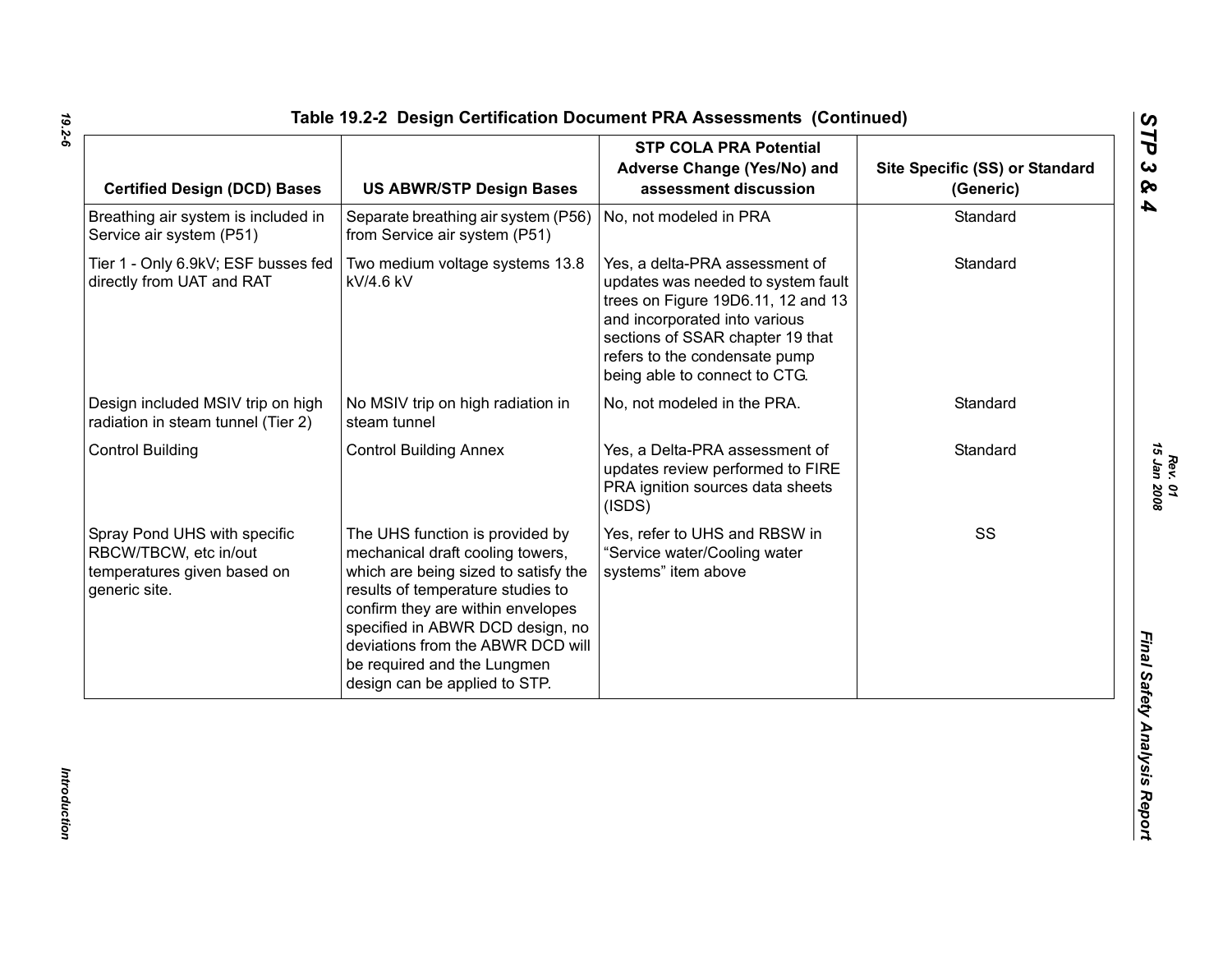## Table 19.2-2 Design Certification Document PRA Assessments (Continued)

| Certified Design (DCD) Bases | US ABWR/STP Design Bases | STP COLA PRA Potential Adverse Change (Yes/No) and assessment discussion | Site Specific (SS) or Standard (Generic) |
|---|---|---|---|
| Breathing air system is included in Service air system (P51) | Separate breathing air system (P56) from Service air system (P51) | No, not modeled in PRA | Standard |
| Tier 1 - Only 6.9kV; ESF busses fed directly from UAT and RAT | Two medium voltage systems 13.8 kV/4.6 kV | Yes, a delta-PRA assessment of updates was needed to system fault trees on Figure 19D6.11, 12 and 13 and incorporated into various sections of SSAR chapter 19 that refers to the condensate pump being able to connect to CTG. | Standard |
| Design included MSIV trip on high radiation in steam tunnel (Tier 2) | No MSIV trip on high radiation in steam tunnel | No, not modeled in the PRA. | Standard |
| Control Building | Control Building Annex | Yes, a Delta-PRA assessment of updates review performed to FIRE PRA ignition sources data sheets (ISDS) | Standard |
| Spray Pond UHS with specific RBCW/TBCW, etc in/out temperatures given based on generic site. | The UHS function is provided by mechanical draft cooling towers, which are being sized to satisfy the results of temperature studies to confirm they are within envelopes specified in ABWR DCD design, no deviations from the ABWR DCD will be required and the Lungmen design can be applied to STP. | Yes, refer to UHS and RBSW in "Service water/Cooling water systems" item above | SS |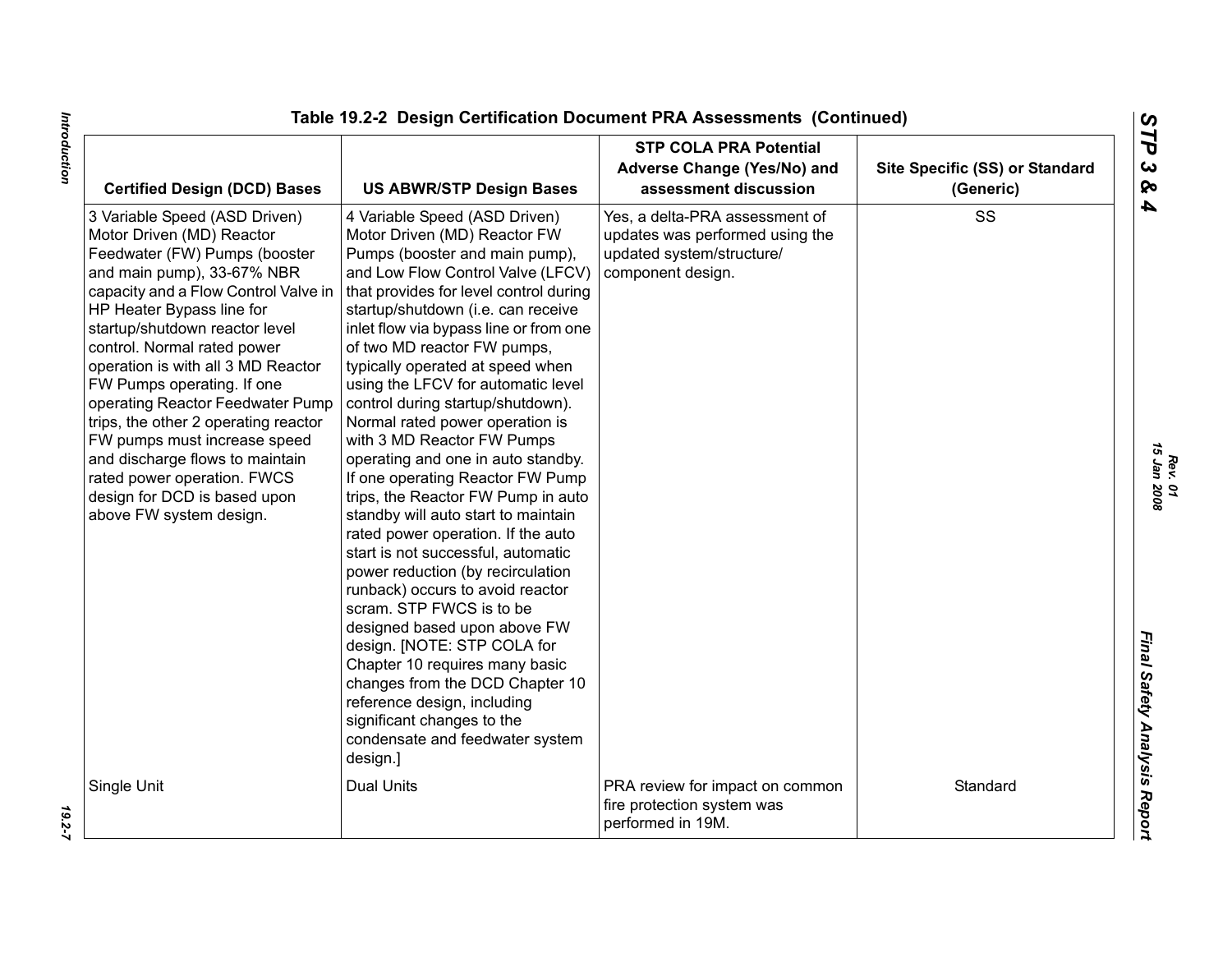## Table 19.2-2 Design Certification Document PRA Assessments (Continued)

| Certified Design (DCD) Bases | US ABWR/STP Design Bases | STP COLA PRA Potential Adverse Change (Yes/No) and assessment discussion | Site Specific (SS) or Standard (Generic) |
|---|---|---|---|
| 3 Variable Speed (ASD Driven) Motor Driven (MD) Reactor Feedwater (FW) Pumps (booster and main pump), 33-67% NBR capacity and a Flow Control Valve in HP Heater Bypass line for startup/shutdown reactor level control. Normal rated power operation is with all 3 MD Reactor FW Pumps operating. If one operating Reactor Feedwater Pump trips, the other 2 operating reactor FW pumps must increase speed and discharge flows to maintain rated power operation. FWCS design for DCD is based upon above FW system design. | 4 Variable Speed (ASD Driven) Motor Driven (MD) Reactor FW Pumps (booster and main pump), and Low Flow Control Valve (LFCV) that provides for level control during startup/shutdown (i.e. can receive inlet flow via bypass line or from one of two MD reactor FW pumps, typically operated at speed when using the LFCV for automatic level control during startup/shutdown). Normal rated power operation is with 3 MD Reactor FW Pumps operating and one in auto standby. If one operating Reactor FW Pump trips, the Reactor FW Pump in auto standby will auto start to maintain rated power operation. If the auto start is not successful, automatic power reduction (by recirculation runback) occurs to avoid reactor scram. STP FWCS is to be designed based upon above FW design. [NOTE: STP COLA for Chapter 10 requires many basic changes from the DCD Chapter 10 reference design, including significant changes to the condensate and feedwater system design.] | Yes, a delta-PRA assessment of updates was performed using the updated system/structure/ component design. | SS |
| Single Unit | Dual Units | PRA review for impact on common fire protection system was performed in 19M. | Standard |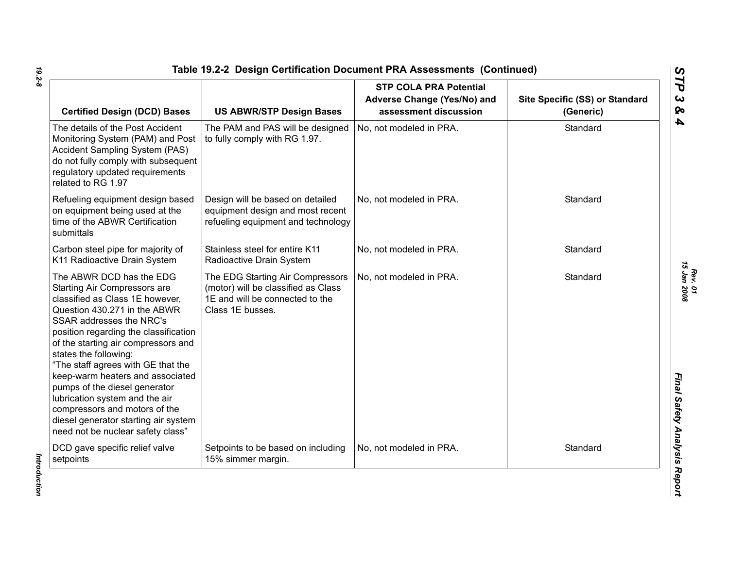Table 19.2-2 Design Certification Document PRA Assessments (Continued)

| Certified Design (DCD) Bases | US ABWR/STP Design Bases | STP COLA PRA Potential Adverse Change (Yes/No) and assessment discussion | Site Specific (SS) or Standard (Generic) |
|---|---|---|---|
| The details of the Post Accident Monitoring System (PAM) and Post Accident Sampling System (PAS) do not fully comply with subsequent regulatory updated requirements related to RG 1.97 | The PAM and PAS will be designed to fully comply with RG 1.97. | No, not modeled in PRA. | Standard |
| Refueling equipment design based on equipment being used at the time of the ABWR Certification submittals | Design will be based on detailed equipment design and most recent refueling equipment and technology | No, not modeled in PRA. | Standard |
| Carbon steel pipe for majority of K11 Radioactive Drain System | Stainless steel for entire K11 Radioactive Drain System | No, not modeled in PRA. | Standard |
| The ABWR DCD has the EDG Starting Air Compressors are classified as Class 1E however, Question 430.271 in the ABWR SSAR addresses the NRC's position regarding the classification of the starting air compressors and states the following: "The staff agrees with GE that the keep-warm heaters and associated pumps of the diesel generator lubrication system and the air compressors and motors of the diesel generator starting air system need not be nuclear safety class" | The EDG Starting Air Compressors (motor) will be classified as Class 1E and will be connected to the Class 1E busses. | No, not modeled in PRA. | Standard |
| DCD gave specific relief valve setpoints | Setpoints to be based on including 15% simmer margin. | No, not modeled in PRA. | Standard |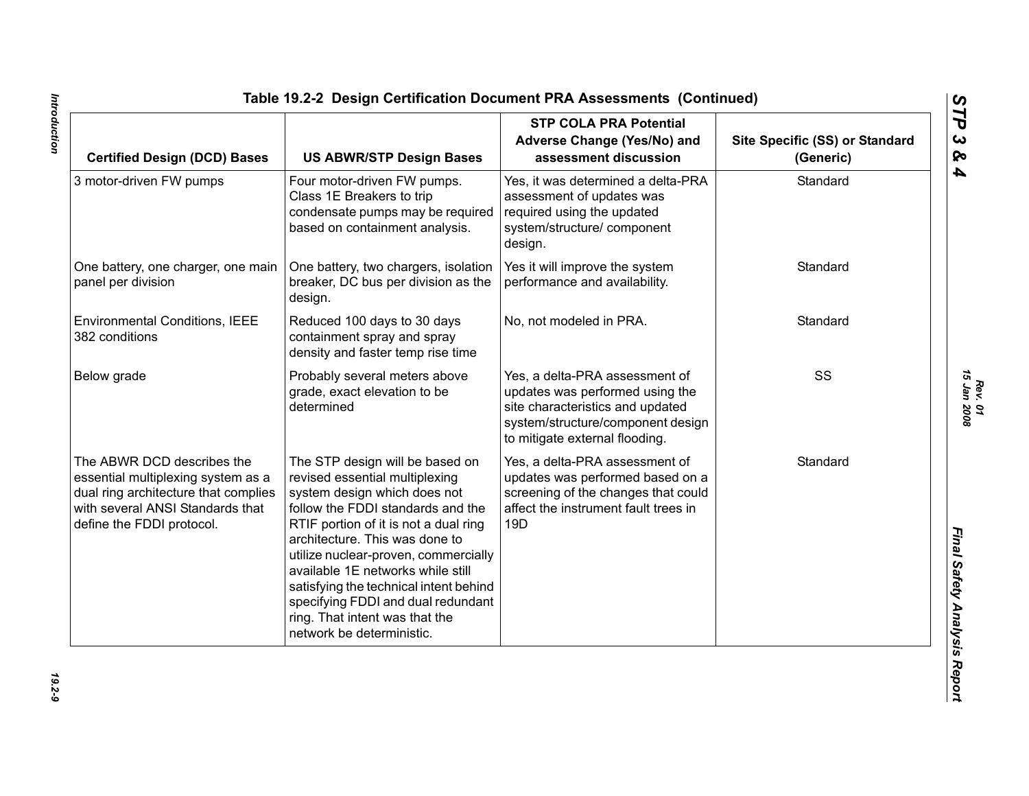## Table 19.2-2 Design Certification Document PRA Assessments (Continued)

| Certified Design (DCD) Bases | US ABWR/STP Design Bases | STP COLA PRA Potential Adverse Change (Yes/No) and assessment discussion | Site Specific (SS) or Standard (Generic) |
|---|---|---|---|
| 3 motor-driven FW pumps | Four motor-driven FW pumps. Class 1E Breakers to trip condensate pumps may be required based on containment analysis. | Yes, it was determined a delta-PRA assessment of updates was required using the updated system/structure/ component design. | Standard |
| One battery, one charger, one main panel per division | One battery, two chargers, isolation breaker, DC bus per division as the design. | Yes it will improve the system performance and availability. | Standard |
| Environmental Conditions, IEEE 382 conditions | Reduced 100 days to 30 days containment spray and spray density and faster temp rise time | No, not modeled in PRA. | Standard |
| Below grade | Probably several meters above grade, exact elevation to be determined | Yes, a delta-PRA assessment of updates was performed using the site characteristics and updated system/structure/component design to mitigate external flooding. | SS |
| The ABWR DCD describes the essential multiplexing system as a dual ring architecture that complies with several ANSI Standards that define the FDDI protocol. | The STP design will be based on revised essential multiplexing system design which does not follow the FDDI standards and the RTIF portion of it is not a dual ring architecture. This was done to utilize nuclear-proven, commercially available 1E networks while still satisfying the technical intent behind specifying FDDI and dual redundant ring. That intent was that the network be deterministic. | Yes, a delta-PRA assessment of updates was performed based on a screening of the changes that could affect the instrument fault trees in 19D | Standard |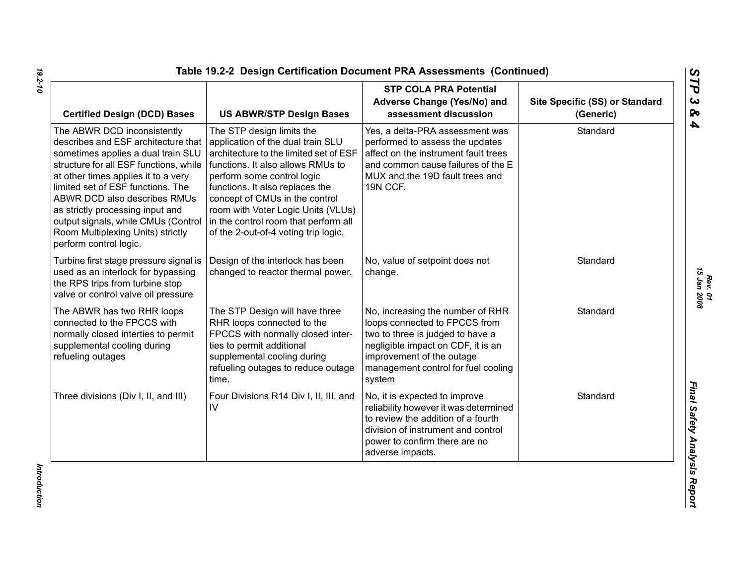## Table 19.2-2 Design Certification Document PRA Assessments (Continued)

| Certified Design (DCD) Bases | US ABWR/STP Design Bases | STP COLA PRA Potential Adverse Change (Yes/No) and assessment discussion | Site Specific (SS) or Standard (Generic) |
|---|---|---|---|
| The ABWR DCD inconsistently describes and ESF architecture that sometimes applies a dual train SLU structure for all ESF functions, while at other times applies it to a very limited set of ESF functions. The ABWR DCD also describes RMUs as strictly processing input and output signals, while CMUs (Control Room Multiplexing Units) strictly perform control logic. | The STP design limits the application of the dual train SLU architecture to the limited set of ESF functions. It also allows RMUs to perform some control logic functions. It also replaces the concept of CMUs in the control room with Voter Logic Units (VLUs) in the control room that perform all of the 2-out-of-4 voting trip logic. | Yes, a delta-PRA assessment was performed to assess the updates affect on the instrument fault trees and common cause failures of the E MUX and the 19D fault trees and 19N CCF. | Standard |
| Turbine first stage pressure signal is used as an interlock for bypassing the RPS trips from turbine stop valve or control valve oil pressure | Design of the interlock has been changed to reactor thermal power. | No, value of setpoint does not change. | Standard |
| The ABWR has two RHR loops connected to the FPCCS with normally closed interties to permit supplemental cooling during refueling outages | The STP Design will have three RHR loops connected to the FPCCS with normally closed inter-ties to permit additional supplemental cooling during refueling outages to reduce outage time. | No, increasing the number of RHR loops connected to FPCCS from two to three is judged to have a negligible impact on CDF, it is an improvement of the outage management control for fuel cooling system | Standard |
| Three divisions (Div I, II, and III) | Four Divisions R14 Div I, II, III, and IV | No, it is expected to improve reliability however it was determined to review the addition of a fourth division of instrument and control power to confirm there are no adverse impacts. | Standard |